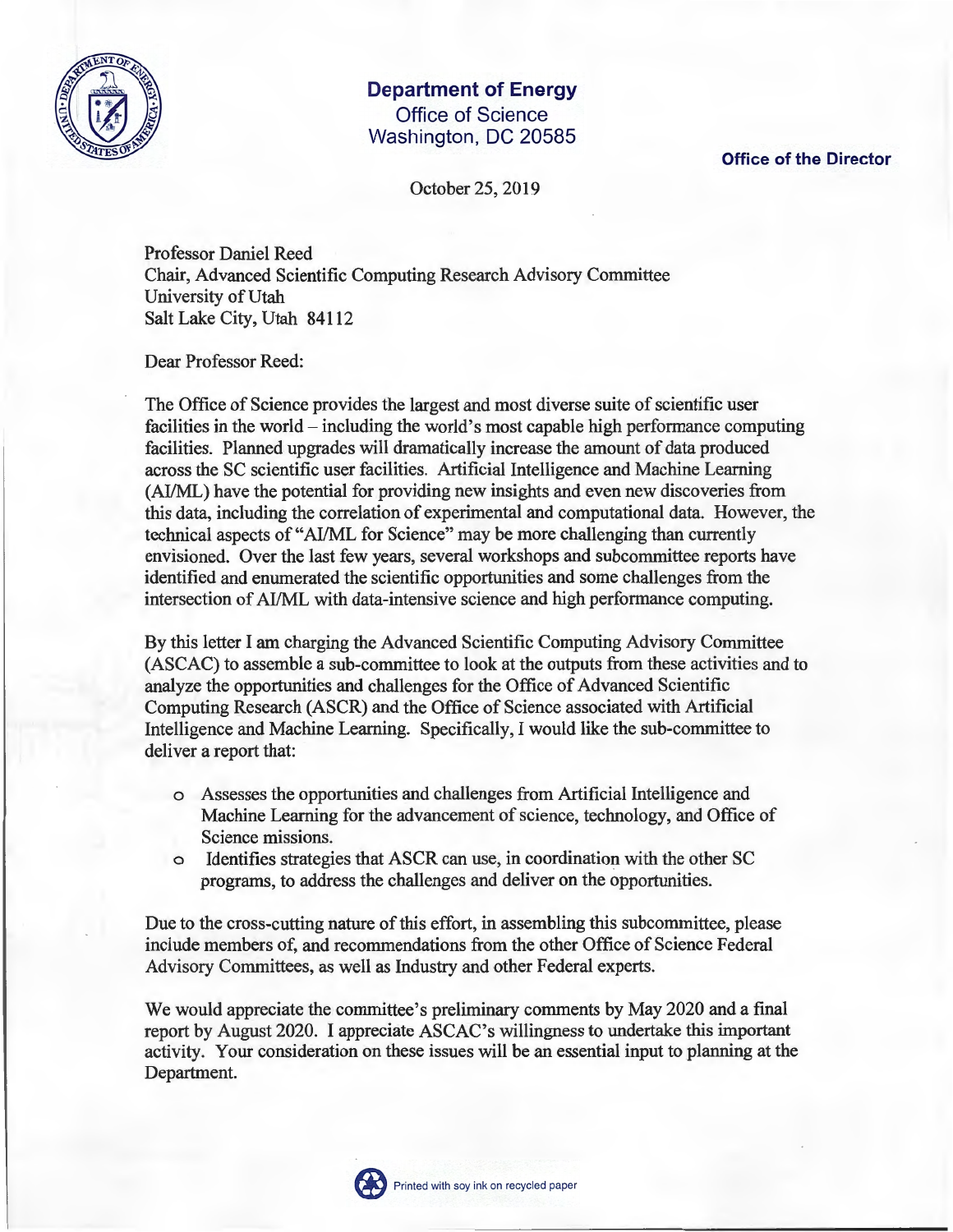**Department of Energy**
Office of Science
Washington, DC 20585

**Office of the Director**

October 25, 2019

Professor Daniel Reed
Chair, Advanced Scientific Computing Research Advisory Committee
University of Utah
Salt Lake City, Utah 84112

Dear Professor Reed:

The Office of Science provides the largest and most diverse suite of scientific user facilities in the world – including the world's most capable high performance computing facilities. Planned upgrades will dramatically increase the amount of data produced across the SC scientific user facilities. Artificial Intelligence and Machine Learning (AI/ML) have the potential for providing new insights and even new discoveries from this data, including the correlation of experimental and computational data. However, the technical aspects of "AI/ML for Science" may be more challenging than currently envisioned. Over the last few years, several workshops and subcommittee reports have identified and enumerated the scientific opportunities and some challenges from the intersection of AI/ML with data-intensive science and high performance computing.

By this letter I am charging the Advanced Scientific Computing Advisory Committee (ASCAC) to assemble a sub-committee to look at the outputs from these activities and to analyze the opportunities and challenges for the Office of Advanced Scientific Computing Research (ASCR) and the Office of Science associated with Artificial Intelligence and Machine Learning. Specifically, I would like the sub-committee to deliver a report that:

- Assesses the opportunities and challenges from Artificial Intelligence and Machine Learning for the advancement of science, technology, and Office of Science missions.
- Identifies strategies that ASCR can use, in coordination with the other SC programs, to address the challenges and deliver on the opportunities.

Due to the cross-cutting nature of this effort, in assembling this subcommittee, please include members of, and recommendations from the other Office of Science Federal Advisory Committees, as well as Industry and other Federal experts.

We would appreciate the committee's preliminary comments by May 2020 and a final report by August 2020. I appreciate ASCAC's willingness to undertake this important activity. Your consideration on these issues will be an essential input to planning at the Department.

Printed with soy ink on recycled paper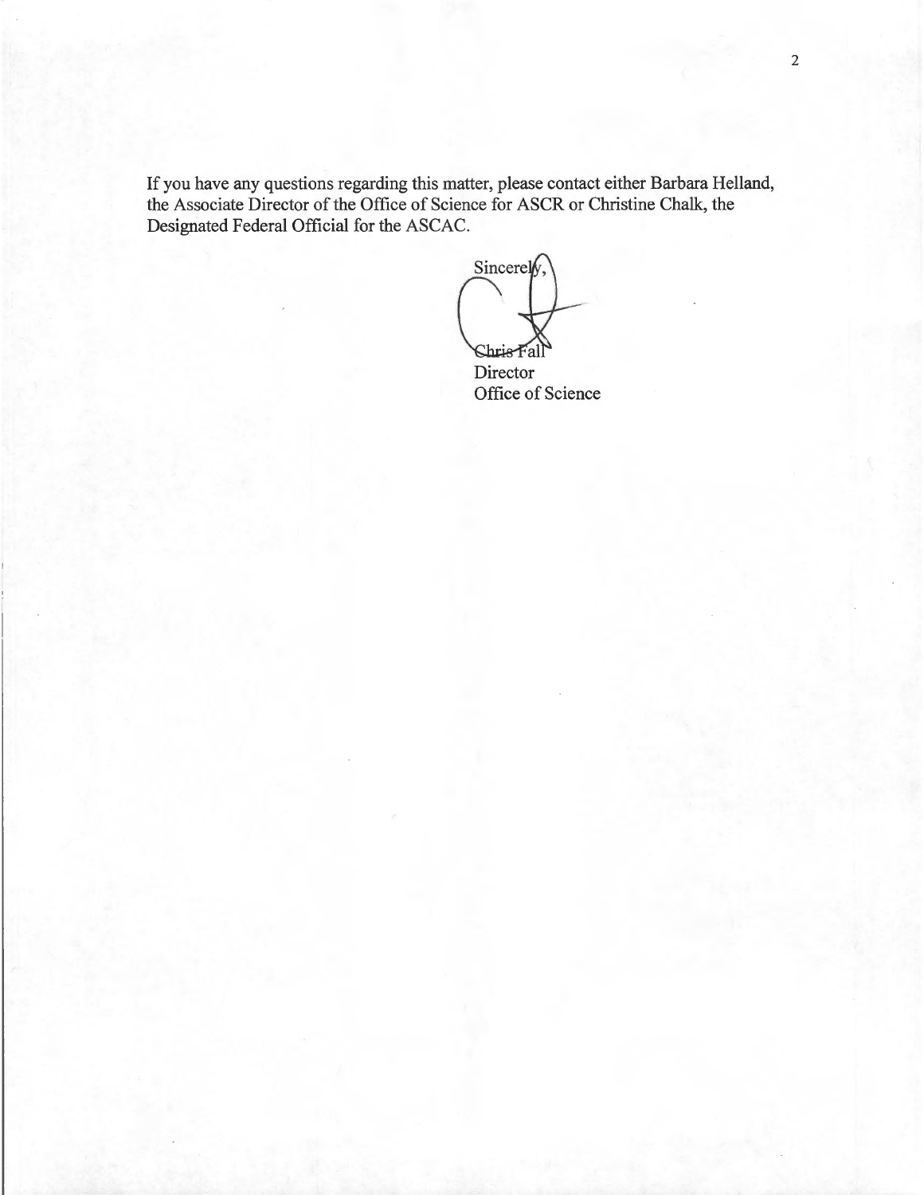If you have any questions regarding this matter, please contact either Barbara Helland, the Associate Director of the Office of Science for ASCR or Christine Chalk, the Designated Federal Official for the ASCAC.

Sincerely,

Chris Fall
Director
Office of Science